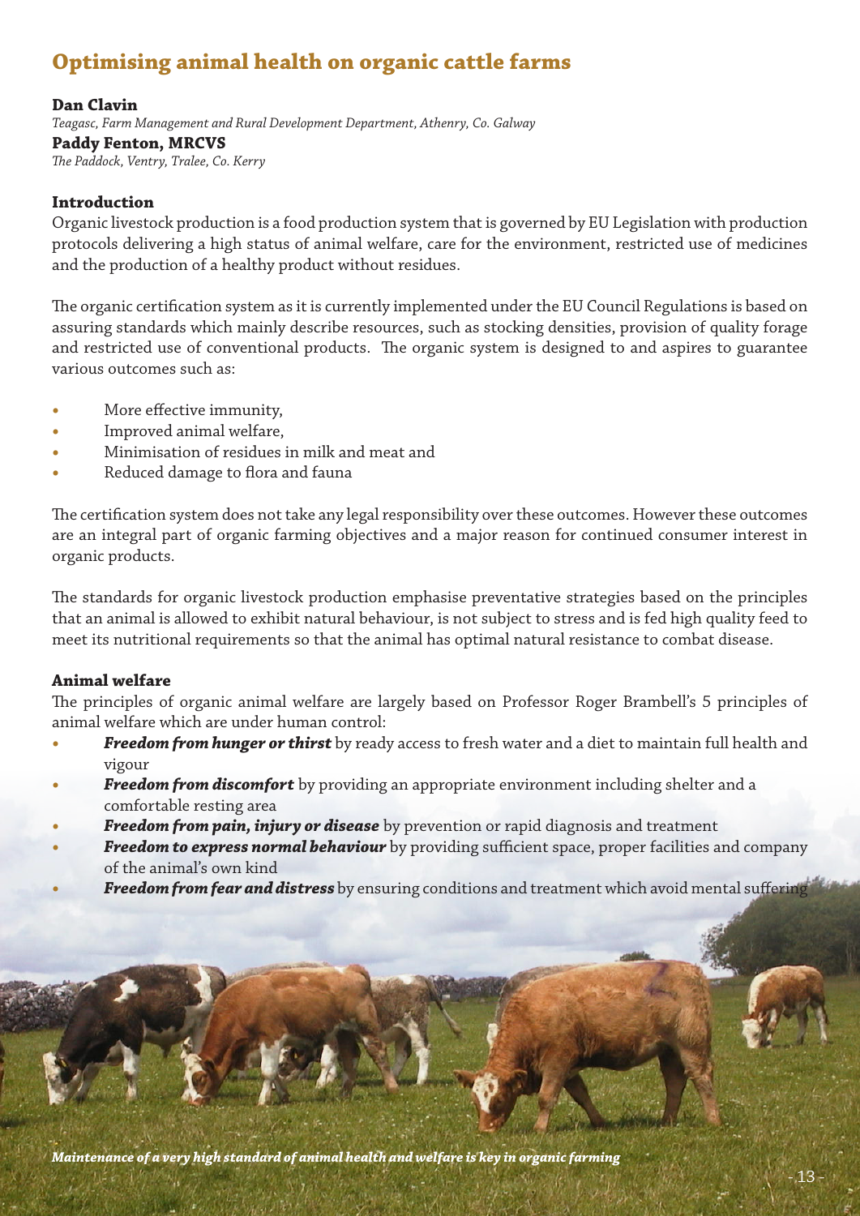# Optimising animal health on organic cattle farms

**Dan Clavin**

*Teagasc, Farm Management and Rural Development Department, Athenry, Co. Galway*

**Paddy Fenton, MRCVS**

*The Paddock, Ventry, Tralee, Co. Kerry*

## Introduction

Organic livestock production is a food production system that is governed by EU Legislation with production protocols delivering a high status of animal welfare, care for the environment, restricted use of medicines and the production of a healthy product without residues.

The organic certification system as it is currently implemented under the EU Council Regulations is based on assuring standards which mainly describe resources, such as stocking densities, provision of quality forage and restricted use of conventional products. The organic system is designed to and aspires to guarantee various outcomes such as:

- More effective immunity,
- Improved animal welfare,
- Minimisation of residues in milk and meat and
- Reduced damage to flora and fauna

The certification system does not take any legal responsibility over these outcomes. However these outcomes are an integral part of organic farming objectives and a major reason for continued consumer interest in organic products.

The standards for organic livestock production emphasise preventative strategies based on the principles that an animal is allowed to exhibit natural behaviour, is not subject to stress and is fed high quality feed to meet its nutritional requirements so that the animal has optimal natural resistance to combat disease.

## Animal welfare

The principles of organic animal welfare are largely based on Professor Roger Brambell's 5 principles of animal welfare which are under human control:

- ***Freedom from hunger or thirst*** by ready access to fresh water and a diet to maintain full health and vigour
- ***Freedom from discomfort*** by providing an appropriate environment including shelter and a comfortable resting area
- ***Freedom from pain, injury or disease*** by prevention or rapid diagnosis and treatment
- ***Freedom to express normal behaviour*** by providing sufficient space, proper facilities and company of the animal's own kind
- ***Freedom from fear and distress*** by ensuring conditions and treatment which avoid mental suffering

***Maintenance of a very high standard of animal health and welfare is key in organic farming***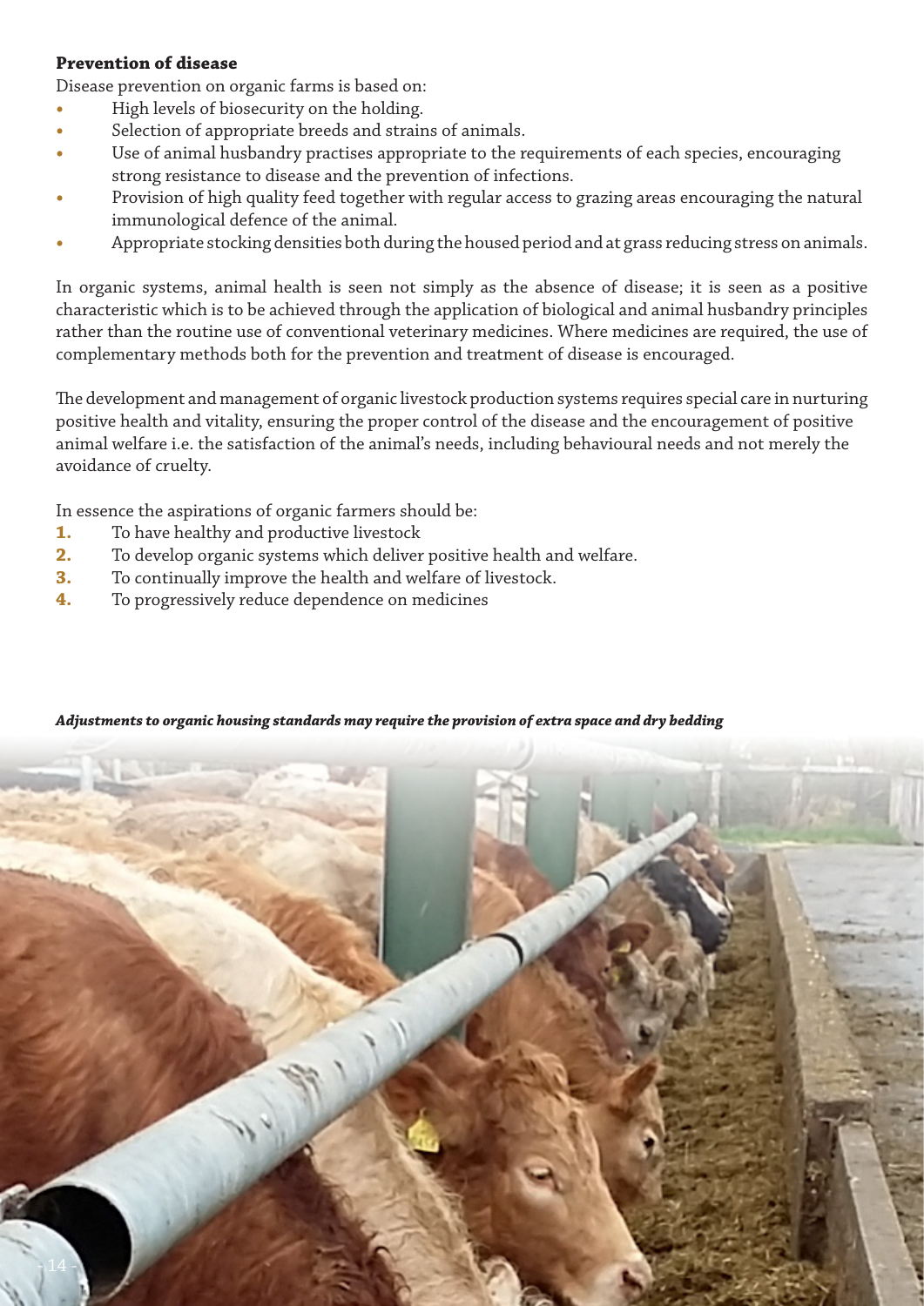**Prevention of disease**

Disease prevention on organic farms is based on:

- High levels of biosecurity on the holding.
- Selection of appropriate breeds and strains of animals.
- Use of animal husbandry practises appropriate to the requirements of each species, encouraging strong resistance to disease and the prevention of infections.
- Provision of high quality feed together with regular access to grazing areas encouraging the natural immunological defence of the animal.
- Appropriate stocking densities both during the housed period and at grass reducing stress on animals.

In organic systems, animal health is seen not simply as the absence of disease; it is seen as a positive characteristic which is to be achieved through the application of biological and animal husbandry principles rather than the routine use of conventional veterinary medicines. Where medicines are required, the use of complementary methods both for the prevention and treatment of disease is encouraged.

The development and management of organic livestock production systems requires special care in nurturing positive health and vitality, ensuring the proper control of the disease and the encouragement of positive animal welfare i.e. the satisfaction of the animal's needs, including behavioural needs and not merely the avoidance of cruelty.

In essence the aspirations of organic farmers should be:

1. To have healthy and productive livestock
2. To develop organic systems which deliver positive health and welfare.
3. To continually improve the health and welfare of livestock.
4. To progressively reduce dependence on medicines

***Adjustments to organic housing standards may require the provision of extra space and dry bedding***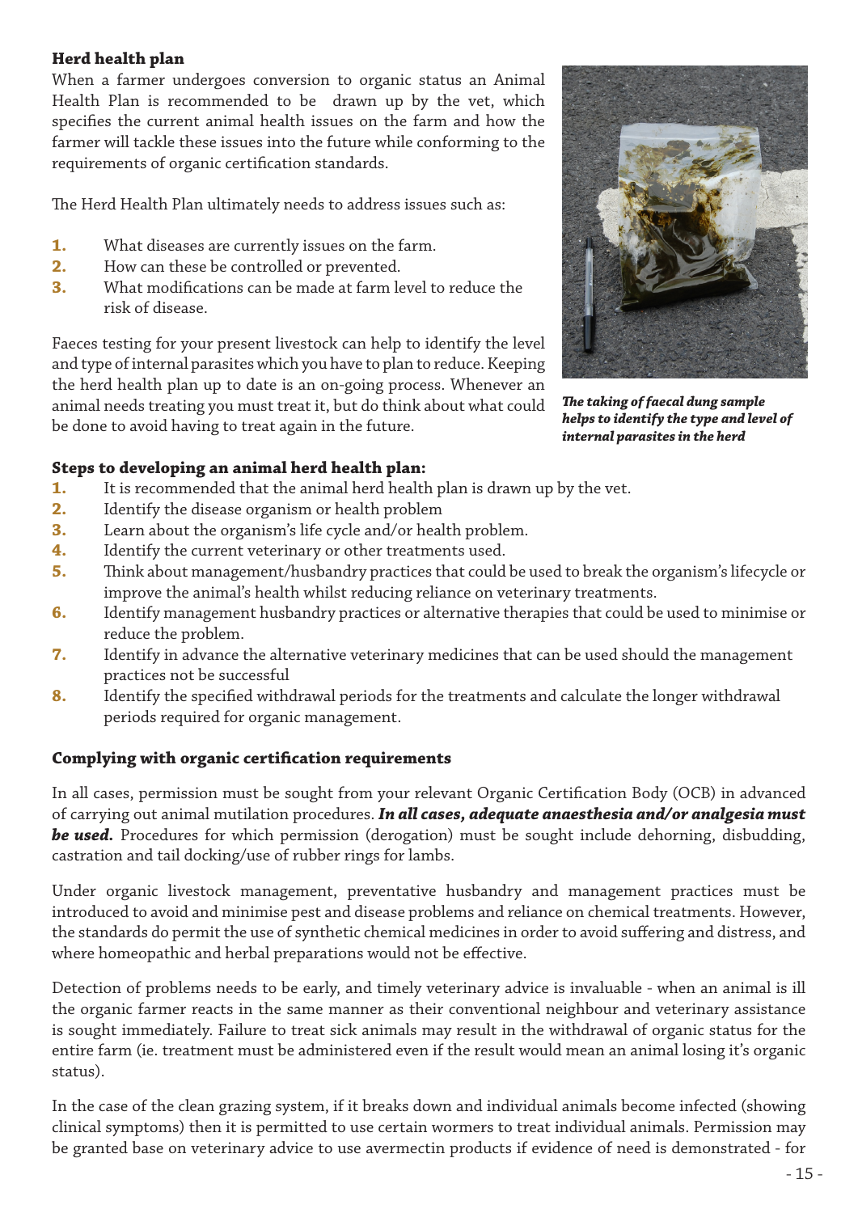### Herd health plan

When a farmer undergoes conversion to organic status an Animal Health Plan is recommended to be drawn up by the vet, which specifies the current animal health issues on the farm and how the farmer will tackle these issues into the future while conforming to the requirements of organic certification standards.

The Herd Health Plan ultimately needs to address issues such as:

1. What diseases are currently issues on the farm.
2. How can these be controlled or prevented.
3. What modifications can be made at farm level to reduce the risk of disease.

Faeces testing for your present livestock can help to identify the level and type of internal parasites which you have to plan to reduce. Keeping the herd health plan up to date is an on-going process. Whenever an animal needs treating you must treat it, but do think about what could be done to avoid having to treat again in the future.

***The taking of faecal dung sample helps to identify the type and level of internal parasites in the herd***

### Steps to developing an animal herd health plan:

1. It is recommended that the animal herd health plan is drawn up by the vet.
2. Identify the disease organism or health problem
3. Learn about the organism's life cycle and/or health problem.
4. Identify the current veterinary or other treatments used.
5. Think about management/husbandry practices that could be used to break the organism's lifecycle or improve the animal's health whilst reducing reliance on veterinary treatments.
6. Identify management husbandry practices or alternative therapies that could be used to minimise or reduce the problem.
7. Identify in advance the alternative veterinary medicines that can be used should the management practices not be successful
8. Identify the specified withdrawal periods for the treatments and calculate the longer withdrawal periods required for organic management.

### Complying with organic certification requirements

In all cases, permission must be sought from your relevant Organic Certification Body (OCB) in advanced of carrying out animal mutilation procedures. ***In all cases, adequate anaesthesia and/or analgesia must be used.*** Procedures for which permission (derogation) must be sought include dehorning, disbudding, castration and tail docking/use of rubber rings for lambs.

Under organic livestock management, preventative husbandry and management practices must be introduced to avoid and minimise pest and disease problems and reliance on chemical treatments. However, the standards do permit the use of synthetic chemical medicines in order to avoid suffering and distress, and where homeopathic and herbal preparations would not be effective.

Detection of problems needs to be early, and timely veterinary advice is invaluable - when an animal is ill the organic farmer reacts in the same manner as their conventional neighbour and veterinary assistance is sought immediately. Failure to treat sick animals may result in the withdrawal of organic status for the entire farm (ie. treatment must be administered even if the result would mean an animal losing it's organic status).

In the case of the clean grazing system, if it breaks down and individual animals become infected (showing clinical symptoms) then it is permitted to use certain wormers to treat individual animals. Permission may be granted base on veterinary advice to use avermectin products if evidence of need is demonstrated - for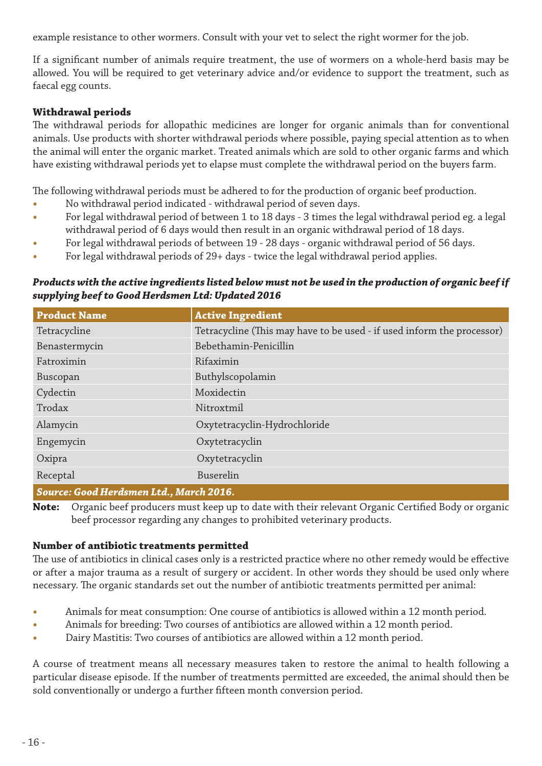example resistance to other wormers. Consult with your vet to select the right wormer for the job.

If a significant number of animals require treatment, the use of wormers on a whole-herd basis may be allowed. You will be required to get veterinary advice and/or evidence to support the treatment, such as faecal egg counts.

**Withdrawal periods**

The withdrawal periods for allopathic medicines are longer for organic animals than for conventional animals. Use products with shorter withdrawal periods where possible, paying special attention as to when the animal will enter the organic market. Treated animals which are sold to other organic farms and which have existing withdrawal periods yet to elapse must complete the withdrawal period on the buyers farm.

The following withdrawal periods must be adhered to for the production of organic beef production.

- No withdrawal period indicated - withdrawal period of seven days.
- For legal withdrawal period of between 1 to 18 days - 3 times the legal withdrawal period eg. a legal withdrawal period of 6 days would then result in an organic withdrawal period of 18 days.
- For legal withdrawal periods of between 19 - 28 days - organic withdrawal period of 56 days.
- For legal withdrawal periods of 29+ days - twice the legal withdrawal period applies.

***Products with the active ingredients listed below must not be used in the production of organic beef if supplying beef to Good Herdsmen Ltd: Updated 2016***

| Product Name | Active Ingredient |
|---|---|
| Tetracycline | Tetracycline (This may have to be used - if used inform the processor) |
| Benastermycin | Bebethamin-Penicillin |
| Fatroximin | Rifaximin |
| Buscopan | Buthylscopolamin |
| Cydectin | Moxidectin |
| Trodax | Nitroxtmil |
| Alamycin | Oxytetracyclin-Hydrochloride |
| Engemycin | Oxytetracyclin |
| Oxipra | Oxytetracyclin |
| Receptal | Buserelin |

***Source: Good Herdsmen Ltd., March 2016.***

**Note:** Organic beef producers must keep up to date with their relevant Organic Certified Body or organic beef processor regarding any changes to prohibited veterinary products.

**Number of antibiotic treatments permitted**

The use of antibiotics in clinical cases only is a restricted practice where no other remedy would be effective or after a major trauma as a result of surgery or accident. In other words they should be used only where necessary. The organic standards set out the number of antibiotic treatments permitted per animal:

- Animals for meat consumption: One course of antibiotics is allowed within a 12 month period.
- Animals for breeding: Two courses of antibiotics are allowed within a 12 month period.
- Dairy Mastitis: Two courses of antibiotics are allowed within a 12 month period.

A course of treatment means all necessary measures taken to restore the animal to health following a particular disease episode. If the number of treatments permitted are exceeded, the animal should then be sold conventionally or undergo a further fifteen month conversion period.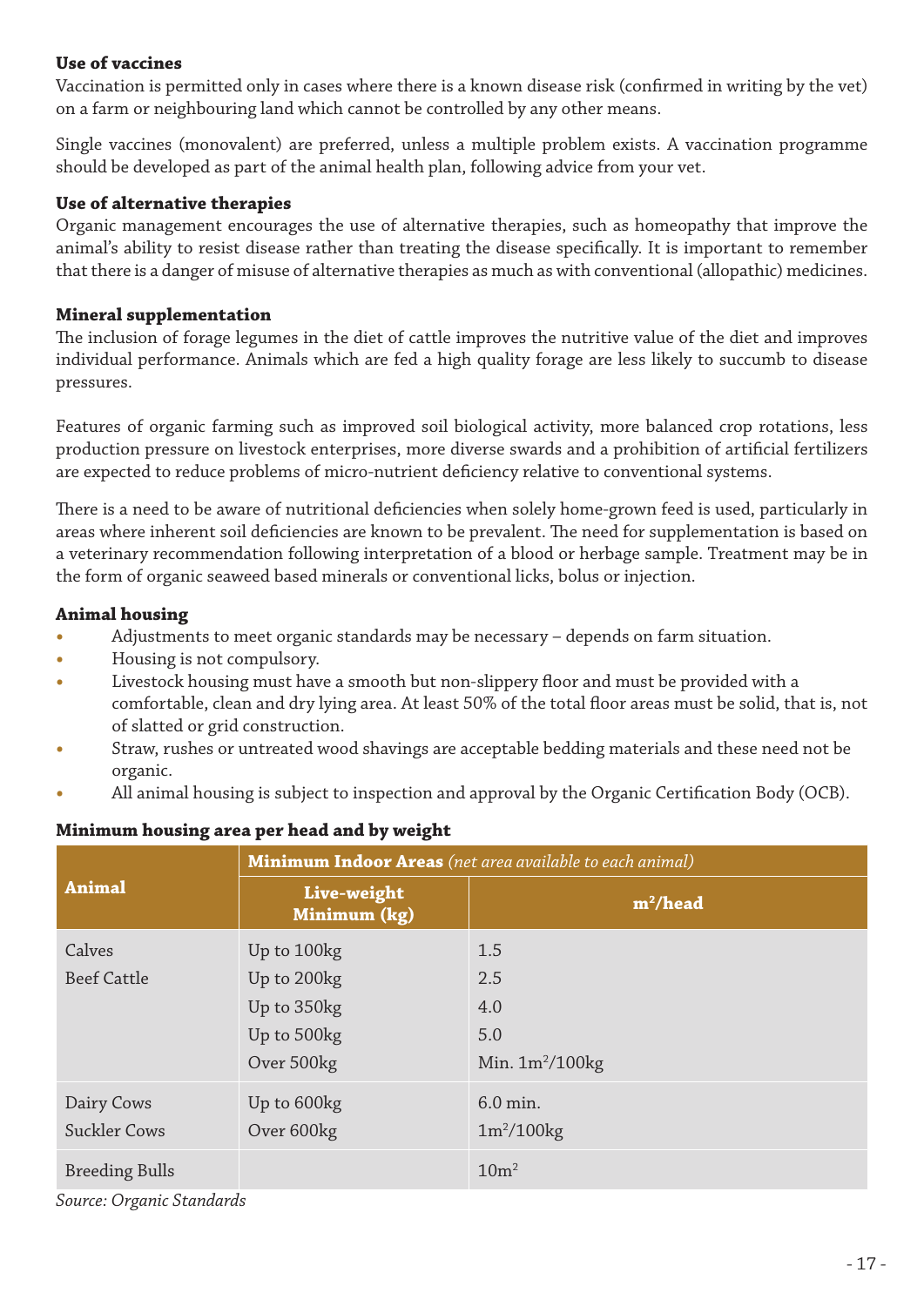### Use of vaccines

Vaccination is permitted only in cases where there is a known disease risk (confirmed in writing by the vet) on a farm or neighbouring land which cannot be controlled by any other means.

Single vaccines (monovalent) are preferred, unless a multiple problem exists. A vaccination programme should be developed as part of the animal health plan, following advice from your vet.

### Use of alternative therapies

Organic management encourages the use of alternative therapies, such as homeopathy that improve the animal's ability to resist disease rather than treating the disease specifically. It is important to remember that there is a danger of misuse of alternative therapies as much as with conventional (allopathic) medicines.

### Mineral supplementation

The inclusion of forage legumes in the diet of cattle improves the nutritive value of the diet and improves individual performance. Animals which are fed a high quality forage are less likely to succumb to disease pressures.

Features of organic farming such as improved soil biological activity, more balanced crop rotations, less production pressure on livestock enterprises, more diverse swards and a prohibition of artificial fertilizers are expected to reduce problems of micro-nutrient deficiency relative to conventional systems.

There is a need to be aware of nutritional deficiencies when solely home-grown feed is used, particularly in areas where inherent soil deficiencies are known to be prevalent. The need for supplementation is based on a veterinary recommendation following interpretation of a blood or herbage sample. Treatment may be in the form of organic seaweed based minerals or conventional licks, bolus or injection.

### Animal housing

- Adjustments to meet organic standards may be necessary – depends on farm situation.
- Housing is not compulsory.
- Livestock housing must have a smooth but non-slippery floor and must be provided with a comfortable, clean and dry lying area. At least 50% of the total floor areas must be solid, that is, not of slatted or grid construction.
- Straw, rushes or untreated wood shavings are acceptable bedding materials and these need not be organic.
- All animal housing is subject to inspection and approval by the Organic Certification Body (OCB).

### Minimum housing area per head and by weight

| Animal | **Minimum Indoor Areas** *(net area available to each animal)* | |
|---|---|---|
| | **Live-weight Minimum (kg)** | **m²/head** |
| Calves | Up to 100kg | 1.5 |
| Beef Cattle | Up to 200kg | 2.5 |
| | Up to 350kg | 4.0 |
| | Up to 500kg | 5.0 |
| | Over 500kg | Min. 1m²/100kg |
| Dairy Cows | Up to 600kg | 6.0 min. |
| Suckler Cows | Over 600kg | 1m²/100kg |
| Breeding Bulls | | 10m² |

*Source: Organic Standards*